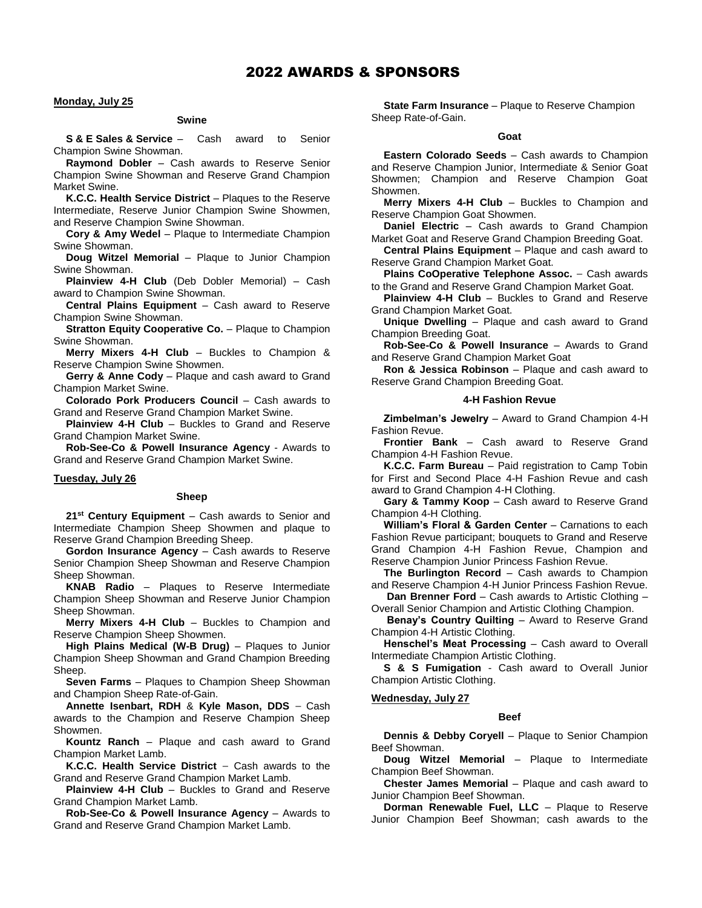# 2022 AWARDS & SPONSORS

## Monday, July 25

### Swine

**S & E Sales & Service** – Cash award to Senior Champion Swine Showman.

**Raymond Dobler** – Cash awards to Reserve Senior Champion Swine Showman and Reserve Grand Champion Market Swine.

**K.C.C. Health Service District** – Plaques to the Reserve Intermediate, Reserve Junior Champion Swine Showmen, and Reserve Champion Swine Showman.

**Cory & Amy Wedel** – Plaque to Intermediate Champion Swine Showman.

**Doug Witzel Memorial** – Plaque to Junior Champion Swine Showman.

**Plainview 4-H Club** (Deb Dobler Memorial) – Cash award to Champion Swine Showman.

**Central Plains Equipment** – Cash award to Reserve Champion Swine Showman.

**Stratton Equity Cooperative Co.** – Plaque to Champion Swine Showman.

**Merry Mixers 4-H Club** – Buckles to Champion & Reserve Champion Swine Showmen.

**Gerry & Anne Cody** – Plaque and cash award to Grand Champion Market Swine.

**Colorado Pork Producers Council** – Cash awards to Grand and Reserve Grand Champion Market Swine.

**Plainview 4-H Club** – Buckles to Grand and Reserve Grand Champion Market Swine.

**Rob-See-Co & Powell Insurance Agency** - Awards to Grand and Reserve Grand Champion Market Swine.

## Tuesday, July 26

### Sheep

**21st Century Equipment** – Cash awards to Senior and Intermediate Champion Sheep Showmen and plaque to Reserve Grand Champion Breeding Sheep.

**Gordon Insurance Agency** – Cash awards to Reserve Senior Champion Sheep Showman and Reserve Champion Sheep Showman.

**KNAB Radio** – Plaques to Reserve Intermediate Champion Sheep Showman and Reserve Junior Champion Sheep Showman.

**Merry Mixers 4-H Club** – Buckles to Champion and Reserve Champion Sheep Showmen.

**High Plains Medical (W-B Drug)** – Plaques to Junior Champion Sheep Showman and Grand Champion Breeding Sheep.

**Seven Farms** – Plaques to Champion Sheep Showman and Champion Sheep Rate-of-Gain.

**Annette Isenbart, RDH** & **Kyle Mason, DDS** – Cash awards to the Champion and Reserve Champion Sheep Showmen.

**Kountz Ranch** – Plaque and cash award to Grand Champion Market Lamb.

**K.C.C. Health Service District** – Cash awards to the Grand and Reserve Grand Champion Market Lamb.

**Plainview 4-H Club** – Buckles to Grand and Reserve Grand Champion Market Lamb.

**Rob-See-Co & Powell Insurance Agency** – Awards to Grand and Reserve Grand Champion Market Lamb.

**State Farm Insurance** – Plaque to Reserve Champion Sheep Rate-of-Gain.

### Goat

**Eastern Colorado Seeds** – Cash awards to Champion and Reserve Champion Junior, Intermediate & Senior Goat Showmen; Champion and Reserve Champion Goat Showmen.

**Merry Mixers 4-H Club** – Buckles to Champion and Reserve Champion Goat Showmen.

**Daniel Electric** – Cash awards to Grand Champion Market Goat and Reserve Grand Champion Breeding Goat.

**Central Plains Equipment** – Plaque and cash award to Reserve Grand Champion Market Goat.

**Plains CoOperative Telephone Assoc.** – Cash awards to the Grand and Reserve Grand Champion Market Goat.

**Plainview 4-H Club** – Buckles to Grand and Reserve Grand Champion Market Goat.

**Unique Dwelling** – Plaque and cash award to Grand Champion Breeding Goat.

**Rob-See-Co & Powell Insurance** – Awards to Grand and Reserve Grand Champion Market Goat

**Ron & Jessica Robinson** – Plaque and cash award to Reserve Grand Champion Breeding Goat.

### 4-H Fashion Revue

**Zimbelman's Jewelry** – Award to Grand Champion 4-H Fashion Revue.

**Frontier Bank** – Cash award to Reserve Grand Champion 4-H Fashion Revue.

**K.C.C. Farm Bureau** – Paid registration to Camp Tobin for First and Second Place 4-H Fashion Revue and cash award to Grand Champion 4-H Clothing.

**Gary & Tammy Koop** – Cash award to Reserve Grand Champion 4-H Clothing.

**William's Floral & Garden Center** – Carnations to each Fashion Revue participant; bouquets to Grand and Reserve Grand Champion 4-H Fashion Revue, Champion and Reserve Champion Junior Princess Fashion Revue.

**The Burlington Record** – Cash awards to Champion and Reserve Champion 4-H Junior Princess Fashion Revue.

**Dan Brenner Ford** – Cash awards to Artistic Clothing – Overall Senior Champion and Artistic Clothing Champion.

**Benay's Country Quilting** – Award to Reserve Grand Champion 4-H Artistic Clothing.

**Henschel's Meat Processing** – Cash award to Overall Intermediate Champion Artistic Clothing.

**S & S Fumigation** - Cash award to Overall Junior Champion Artistic Clothing.

## Wednesday, July 27

### Beef

**Dennis & Debby Coryell** – Plaque to Senior Champion Beef Showman.

**Doug Witzel Memorial** – Plaque to Intermediate Champion Beef Showman.

**Chester James Memorial** – Plaque and cash award to Junior Champion Beef Showman.

**Dorman Renewable Fuel, LLC** – Plaque to Reserve Junior Champion Beef Showman; cash awards to the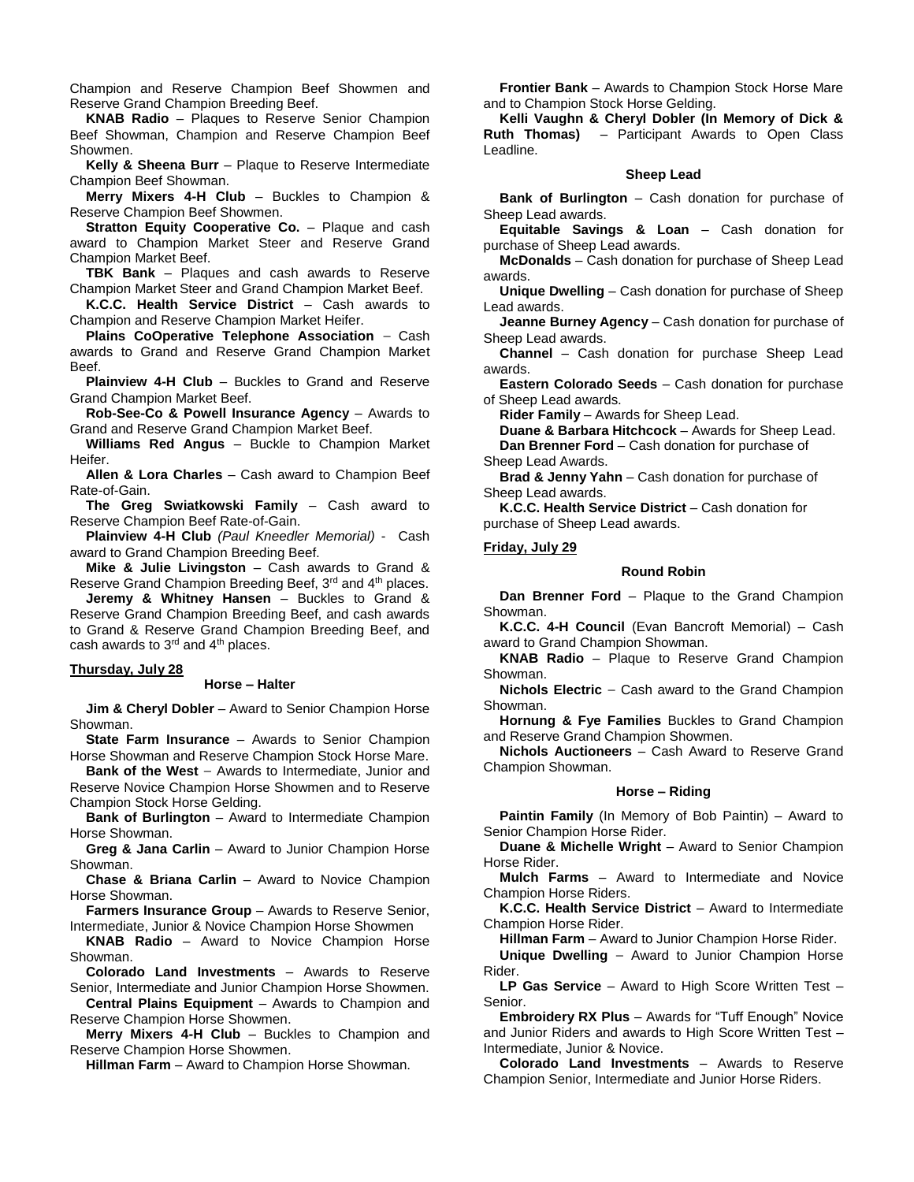Champion and Reserve Champion Beef Showmen and Reserve Grand Champion Breeding Beef.

**KNAB Radio** – Plaques to Reserve Senior Champion Beef Showman, Champion and Reserve Champion Beef Showmen.

**Kelly & Sheena Burr** – Plaque to Reserve Intermediate Champion Beef Showman.

**Merry Mixers 4-H Club** – Buckles to Champion & Reserve Champion Beef Showmen.

**Stratton Equity Cooperative Co.** – Plaque and cash award to Champion Market Steer and Reserve Grand Champion Market Beef.

**TBK Bank** – Plaques and cash awards to Reserve Champion Market Steer and Grand Champion Market Beef.

**K.C.C. Health Service District** – Cash awards to Champion and Reserve Champion Market Heifer.

**Plains CoOperative Telephone Association** – Cash awards to Grand and Reserve Grand Champion Market Beef.

**Plainview 4-H Club** – Buckles to Grand and Reserve Grand Champion Market Beef.

**Rob-See-Co & Powell Insurance Agency** – Awards to Grand and Reserve Grand Champion Market Beef.

**Williams Red Angus** – Buckle to Champion Market Heifer.

**Allen & Lora Charles** – Cash award to Champion Beef Rate-of-Gain.

**The Greg Swiatkowski Family** – Cash award to Reserve Champion Beef Rate-of-Gain.

**Plainview 4-H Club** *(Paul Kneedler Memorial)* - Cash award to Grand Champion Breeding Beef.

**Mike & Julie Livingston** – Cash awards to Grand & Reserve Grand Champion Breeding Beef, 3rd and 4th places.

**Jeremy & Whitney Hansen** – Buckles to Grand & Reserve Grand Champion Breeding Beef, and cash awards to Grand & Reserve Grand Champion Breeding Beef, and cash awards to 3rd and 4th places.

## Thursday, July 28

### Horse – Halter

**Jim & Cheryl Dobler** – Award to Senior Champion Horse Showman.

**State Farm Insurance** – Awards to Senior Champion Horse Showman and Reserve Champion Stock Horse Mare.

**Bank of the West** – Awards to Intermediate, Junior and Reserve Novice Champion Horse Showmen and to Reserve Champion Stock Horse Gelding.

**Bank of Burlington** – Award to Intermediate Champion Horse Showman.

**Greg & Jana Carlin** – Award to Junior Champion Horse Showman.

**Chase & Briana Carlin** – Award to Novice Champion Horse Showman.

**Farmers Insurance Group** – Awards to Reserve Senior, Intermediate, Junior & Novice Champion Horse Showmen

**KNAB Radio** – Award to Novice Champion Horse Showman.

**Colorado Land Investments** – Awards to Reserve Senior, Intermediate and Junior Champion Horse Showmen.

**Central Plains Equipment** – Awards to Champion and Reserve Champion Horse Showmen.

**Merry Mixers 4-H Club** – Buckles to Champion and Reserve Champion Horse Showmen.

**Hillman Farm** – Award to Champion Horse Showman.

**Frontier Bank** – Awards to Champion Stock Horse Mare and to Champion Stock Horse Gelding.

**Kelli Vaughn & Cheryl Dobler (In Memory of Dick & Ruth Thomas)** – Participant Awards to Open Class Leadline.

### Sheep Lead

**Bank of Burlington** – Cash donation for purchase of Sheep Lead awards.

**Equitable Savings & Loan** – Cash donation for purchase of Sheep Lead awards.

**McDonalds** – Cash donation for purchase of Sheep Lead awards.

**Unique Dwelling** – Cash donation for purchase of Sheep Lead awards.

**Jeanne Burney Agency** – Cash donation for purchase of Sheep Lead awards.

**Channel** – Cash donation for purchase Sheep Lead awards.

**Eastern Colorado Seeds** – Cash donation for purchase of Sheep Lead awards.

**Rider Family** – Awards for Sheep Lead.

**Duane & Barbara Hitchcock** – Awards for Sheep Lead.

**Dan Brenner Ford** – Cash donation for purchase of Sheep Lead Awards.

**Brad & Jenny Yahn** – Cash donation for purchase of Sheep Lead awards.

**K.C.C. Health Service District** – Cash donation for purchase of Sheep Lead awards.

## Friday, July 29

### Round Robin

**Dan Brenner Ford** – Plaque to the Grand Champion Showman.

**K.C.C. 4-H Council** (Evan Bancroft Memorial) – Cash award to Grand Champion Showman.

**KNAB Radio** – Plaque to Reserve Grand Champion Showman.

**Nichols Electric** – Cash award to the Grand Champion Showman.

**Hornung & Fye Families** Buckles to Grand Champion and Reserve Grand Champion Showmen.

**Nichols Auctioneers** – Cash Award to Reserve Grand Champion Showman.

### Horse – Riding

**Paintin Family** (In Memory of Bob Paintin) – Award to Senior Champion Horse Rider.

**Duane & Michelle Wright** – Award to Senior Champion Horse Rider.

**Mulch Farms** – Award to Intermediate and Novice Champion Horse Riders.

**K.C.C. Health Service District** – Award to Intermediate Champion Horse Rider.

**Hillman Farm** – Award to Junior Champion Horse Rider.

**Unique Dwelling** – Award to Junior Champion Horse Rider.

**LP Gas Service** – Award to High Score Written Test – Senior.

**Embroidery RX Plus** – Awards for "Tuff Enough" Novice and Junior Riders and awards to High Score Written Test – Intermediate, Junior & Novice.

**Colorado Land Investments** – Awards to Reserve Champion Senior, Intermediate and Junior Horse Riders.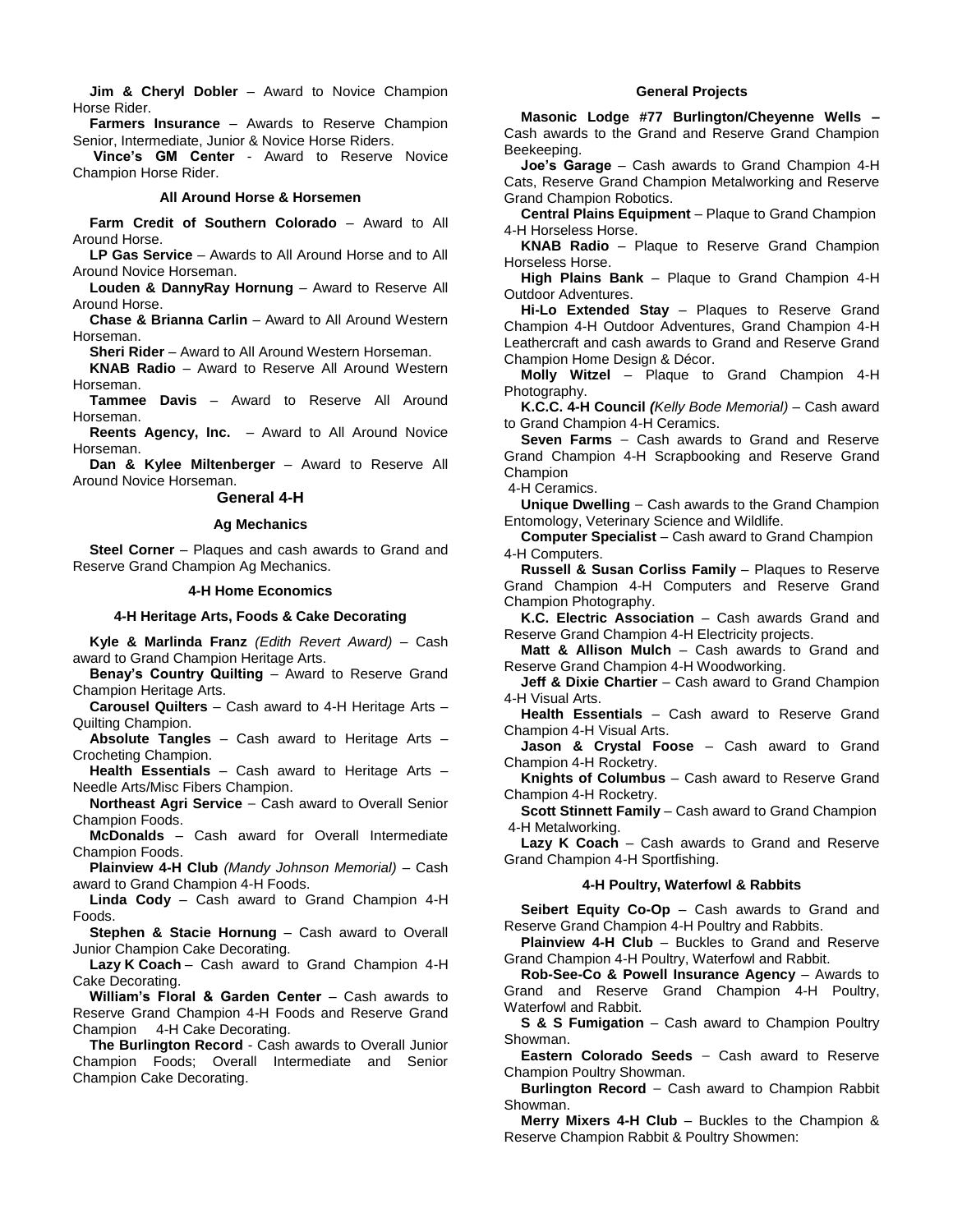**Jim & Cheryl Dobler** – Award to Novice Champion Horse Rider.

**Farmers Insurance** – Awards to Reserve Champion Senior, Intermediate, Junior & Novice Horse Riders.

**Vince's GM Center** - Award to Reserve Novice Champion Horse Rider.

#### All Around Horse & Horsemen

**Farm Credit of Southern Colorado** – Award to All Around Horse.

**LP Gas Service** – Awards to All Around Horse and to All Around Novice Horseman.

**Louden & DannyRay Hornung** – Award to Reserve All Around Horse.

**Chase & Brianna Carlin** – Award to All Around Western Horseman.

**Sheri Rider** – Award to All Around Western Horseman.

**KNAB Radio** – Award to Reserve All Around Western Horseman.

**Tammee Davis** – Award to Reserve All Around Horseman.

**Reents Agency, Inc.** – Award to All Around Novice Horseman.

**Dan & Kylee Miltenberger** – Award to Reserve All Around Novice Horseman.

### General 4-H

#### Ag Mechanics

**Steel Corner** – Plaques and cash awards to Grand and Reserve Grand Champion Ag Mechanics.

#### 4-H Home Economics

#### 4-H Heritage Arts, Foods & Cake Decorating

**Kyle & Marlinda Franz** *(Edith Revert Award)* – Cash award to Grand Champion Heritage Arts.

**Benay's Country Quilting** – Award to Reserve Grand Champion Heritage Arts.

**Carousel Quilters** – Cash award to 4-H Heritage Arts – Quilting Champion.

**Absolute Tangles** – Cash award to Heritage Arts – Crocheting Champion.

**Health Essentials** – Cash award to Heritage Arts – Needle Arts/Misc Fibers Champion.

**Northeast Agri Service** – Cash award to Overall Senior Champion Foods.

**McDonalds** – Cash award for Overall Intermediate Champion Foods.

**Plainview 4-H Club** *(Mandy Johnson Memorial)* – Cash award to Grand Champion 4-H Foods.

**Linda Cody** – Cash award to Grand Champion 4-H Foods.

**Stephen & Stacie Hornung** – Cash award to Overall Junior Champion Cake Decorating.

**Lazy K Coach** – Cash award to Grand Champion 4-H Cake Decorating.

**William's Floral & Garden Center** – Cash awards to Reserve Grand Champion 4-H Foods and Reserve Grand Champion 4-H Cake Decorating.

**The Burlington Record** - Cash awards to Overall Junior Champion Foods; Overall Intermediate and Senior Champion Cake Decorating.

#### General Projects

**Masonic Lodge #77 Burlington/Cheyenne Wells –** Cash awards to the Grand and Reserve Grand Champion Beekeeping.

**Joe's Garage** – Cash awards to Grand Champion 4-H Cats, Reserve Grand Champion Metalworking and Reserve Grand Champion Robotics.

**Central Plains Equipment** – Plaque to Grand Champion 4-H Horseless Horse.

**KNAB Radio** – Plaque to Reserve Grand Champion Horseless Horse.

**High Plains Bank** – Plaque to Grand Champion 4-H Outdoor Adventures.

**Hi-Lo Extended Stay** – Plaques to Reserve Grand Champion 4-H Outdoor Adventures, Grand Champion 4-H Leathercraft and cash awards to Grand and Reserve Grand Champion Home Design & Décor.

**Molly Witzel** – Plaque to Grand Champion 4-H Photography.

**K.C.C. 4-H Council** *(Kelly Bode Memorial)* – Cash award to Grand Champion 4-H Ceramics.

**Seven Farms** – Cash awards to Grand and Reserve Grand Champion 4-H Scrapbooking and Reserve Grand Champion 4-H Ceramics.

**Unique Dwelling** – Cash awards to the Grand Champion Entomology, Veterinary Science and Wildlife.

**Computer Specialist** – Cash award to Grand Champion 4-H Computers.

**Russell & Susan Corliss Family** – Plaques to Reserve Grand Champion 4-H Computers and Reserve Grand Champion Photography.

**K.C. Electric Association** – Cash awards Grand and Reserve Grand Champion 4-H Electricity projects.

**Matt & Allison Mulch** – Cash awards to Grand and Reserve Grand Champion 4-H Woodworking.

**Jeff & Dixie Chartier** – Cash award to Grand Champion 4-H Visual Arts.

**Health Essentials** – Cash award to Reserve Grand Champion 4-H Visual Arts.

**Jason & Crystal Foose** – Cash award to Grand Champion 4-H Rocketry.

**Knights of Columbus** – Cash award to Reserve Grand Champion 4-H Rocketry.

**Scott Stinnett Family** – Cash award to Grand Champion 4-H Metalworking.

**Lazy K Coach** – Cash awards to Grand and Reserve Grand Champion 4-H Sportfishing.

#### 4-H Poultry, Waterfowl & Rabbits

**Seibert Equity Co-Op** – Cash awards to Grand and Reserve Grand Champion 4-H Poultry and Rabbits.

**Plainview 4-H Club** – Buckles to Grand and Reserve Grand Champion 4-H Poultry, Waterfowl and Rabbit.

**Rob-See-Co & Powell Insurance Agency** – Awards to Grand and Reserve Grand Champion 4-H Poultry, Waterfowl and Rabbit.

**S & S Fumigation** – Cash award to Champion Poultry Showman.

**Eastern Colorado Seeds** – Cash award to Reserve Champion Poultry Showman.

**Burlington Record** – Cash award to Champion Rabbit Showman.

**Merry Mixers 4-H Club** – Buckles to the Champion & Reserve Champion Rabbit & Poultry Showmen: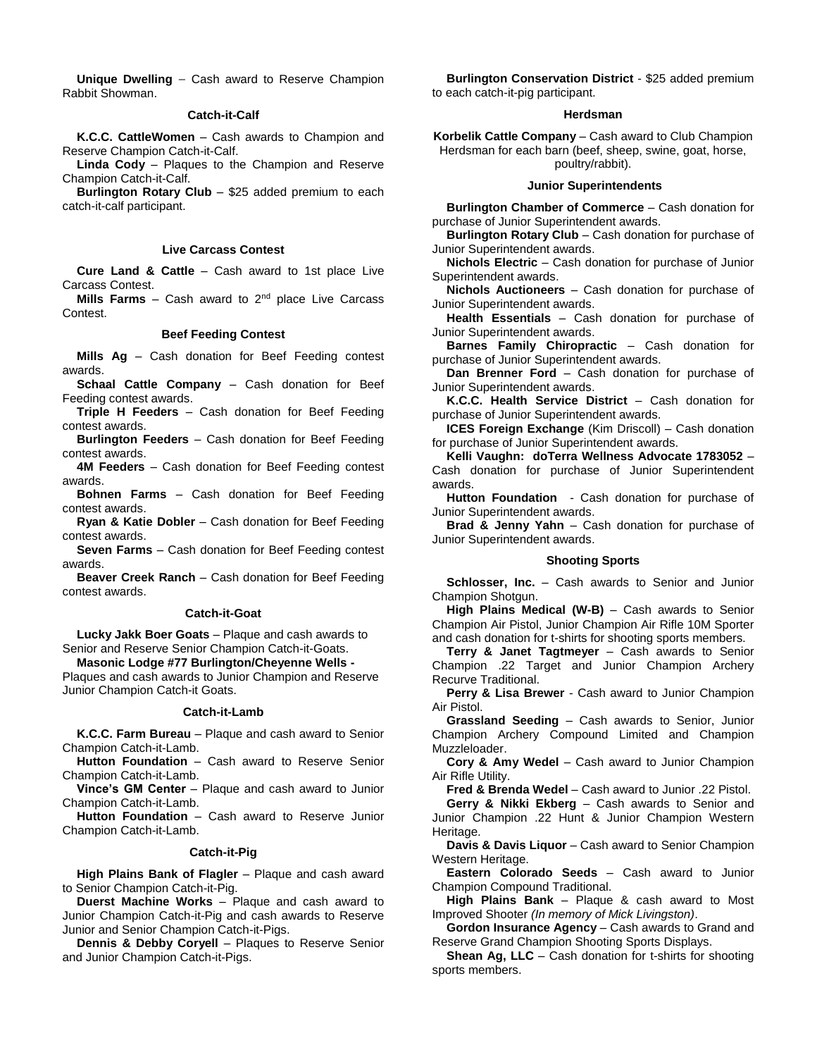**Unique Dwelling** – Cash award to Reserve Champion Rabbit Showman.

### Catch-it-Calf

**K.C.C. CattleWomen** – Cash awards to Champion and Reserve Champion Catch-it-Calf.

**Linda Cody** – Plaques to the Champion and Reserve Champion Catch-it-Calf.

**Burlington Rotary Club** – $25 added premium to each catch-it-calf participant.

### Live Carcass Contest

**Cure Land & Cattle** – Cash award to 1st place Live Carcass Contest.

**Mills Farms** – Cash award to 2nd place Live Carcass Contest.

### Beef Feeding Contest

**Mills Ag** – Cash donation for Beef Feeding contest awards.

**Schaal Cattle Company** – Cash donation for Beef Feeding contest awards.

**Triple H Feeders** – Cash donation for Beef Feeding contest awards.

**Burlington Feeders** – Cash donation for Beef Feeding contest awards.

**4M Feeders** – Cash donation for Beef Feeding contest awards.

**Bohnen Farms** – Cash donation for Beef Feeding contest awards.

**Ryan & Katie Dobler** – Cash donation for Beef Feeding contest awards.

**Seven Farms** – Cash donation for Beef Feeding contest awards.

**Beaver Creek Ranch** – Cash donation for Beef Feeding contest awards.

### Catch-it-Goat

**Lucky Jakk Boer Goats** – Plaque and cash awards to Senior and Reserve Senior Champion Catch-it-Goats.

**Masonic Lodge #77 Burlington/Cheyenne Wells -** Plaques and cash awards to Junior Champion and Reserve Junior Champion Catch-it Goats.

### Catch-it-Lamb

**K.C.C. Farm Bureau** – Plaque and cash award to Senior Champion Catch-it-Lamb.

**Hutton Foundation** – Cash award to Reserve Senior Champion Catch-it-Lamb.

**Vince's GM Center** – Plaque and cash award to Junior Champion Catch-it-Lamb.

**Hutton Foundation** – Cash award to Reserve Junior Champion Catch-it-Lamb.

### Catch-it-Pig

**High Plains Bank of Flagler** – Plaque and cash award to Senior Champion Catch-it-Pig.

**Duerst Machine Works** – Plaque and cash award to Junior Champion Catch-it-Pig and cash awards to Reserve Junior and Senior Champion Catch-it-Pigs.

**Dennis & Debby Coryell** – Plaques to Reserve Senior and Junior Champion Catch-it-Pigs.

**Burlington Conservation District** - $25 added premium to each catch-it-pig participant.

### Herdsman

**Korbelik Cattle Company** – Cash award to Club Champion Herdsman for each barn (beef, sheep, swine, goat, horse, poultry/rabbit).

### Junior Superintendents

**Burlington Chamber of Commerce** – Cash donation for purchase of Junior Superintendent awards.

**Burlington Rotary Club** – Cash donation for purchase of Junior Superintendent awards.

**Nichols Electric** – Cash donation for purchase of Junior Superintendent awards.

**Nichols Auctioneers** – Cash donation for purchase of Junior Superintendent awards.

**Health Essentials** – Cash donation for purchase of Junior Superintendent awards.

**Barnes Family Chiropractic** – Cash donation for purchase of Junior Superintendent awards.

**Dan Brenner Ford** – Cash donation for purchase of Junior Superintendent awards.

**K.C.C. Health Service District** – Cash donation for purchase of Junior Superintendent awards.

**ICES Foreign Exchange** (Kim Driscoll) – Cash donation for purchase of Junior Superintendent awards.

**Kelli Vaughn: doTerra Wellness Advocate 1783052** – Cash donation for purchase of Junior Superintendent awards.

**Hutton Foundation** - Cash donation for purchase of Junior Superintendent awards.

**Brad & Jenny Yahn** – Cash donation for purchase of Junior Superintendent awards.

### Shooting Sports

**Schlosser, Inc.** – Cash awards to Senior and Junior Champion Shotgun.

**High Plains Medical (W-B)** – Cash awards to Senior Champion Air Pistol, Junior Champion Air Rifle 10M Sporter and cash donation for t-shirts for shooting sports members.

**Terry & Janet Tagtmeyer** – Cash awards to Senior Champion .22 Target and Junior Champion Archery Recurve Traditional.

**Perry & Lisa Brewer** - Cash award to Junior Champion Air Pistol.

**Grassland Seeding** – Cash awards to Senior, Junior Champion Archery Compound Limited and Champion Muzzleloader.

**Cory & Amy Wedel** – Cash award to Junior Champion Air Rifle Utility.

**Fred & Brenda Wedel** – Cash award to Junior .22 Pistol.

**Gerry & Nikki Ekberg** – Cash awards to Senior and Junior Champion .22 Hunt & Junior Champion Western Heritage.

**Davis & Davis Liquor** – Cash award to Senior Champion Western Heritage.

**Eastern Colorado Seeds** – Cash award to Junior Champion Compound Traditional.

**High Plains Bank** – Plaque & cash award to Most Improved Shooter *(In memory of Mick Livingston)*.

**Gordon Insurance Agency** – Cash awards to Grand and Reserve Grand Champion Shooting Sports Displays.

**Shean Ag, LLC** – Cash donation for t-shirts for shooting sports members.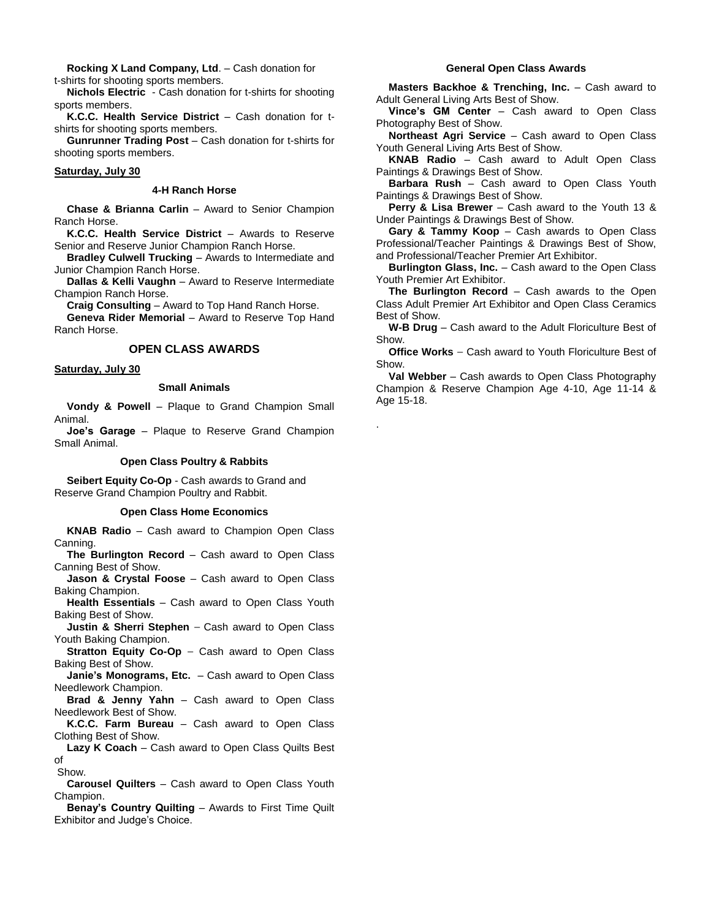**Rocking X Land Company, Ltd**. – Cash donation for t-shirts for shooting sports members.

**Nichols Electric** - Cash donation for t-shirts for shooting sports members.

**K.C.C. Health Service District** – Cash donation for t-shirts for shooting sports members.

**Gunrunner Trading Post** – Cash donation for t-shirts for shooting sports members.

**Saturday, July 30**

#### 4-H Ranch Horse

**Chase & Brianna Carlin** – Award to Senior Champion Ranch Horse.

**K.C.C. Health Service District** – Awards to Reserve Senior and Reserve Junior Champion Ranch Horse.

**Bradley Culwell Trucking** – Awards to Intermediate and Junior Champion Ranch Horse.

**Dallas & Kelli Vaughn** – Award to Reserve Intermediate Champion Ranch Horse.

**Craig Consulting** – Award to Top Hand Ranch Horse.

**Geneva Rider Memorial** – Award to Reserve Top Hand Ranch Horse.

## OPEN CLASS AWARDS

**Saturday, July 30**

#### Small Animals

**Vondy & Powell** – Plaque to Grand Champion Small Animal.

**Joe's Garage** – Plaque to Reserve Grand Champion Small Animal.

#### Open Class Poultry & Rabbits

**Seibert Equity Co-Op** - Cash awards to Grand and Reserve Grand Champion Poultry and Rabbit.

#### Open Class Home Economics

**KNAB Radio** – Cash award to Champion Open Class Canning.

**The Burlington Record** – Cash award to Open Class Canning Best of Show.

**Jason & Crystal Foose** – Cash award to Open Class Baking Champion.

**Health Essentials** – Cash award to Open Class Youth Baking Best of Show.

**Justin & Sherri Stephen** – Cash award to Open Class Youth Baking Champion.

**Stratton Equity Co-Op** – Cash award to Open Class Baking Best of Show.

**Janie's Monograms, Etc.** – Cash award to Open Class Needlework Champion.

**Brad & Jenny Yahn** – Cash award to Open Class Needlework Best of Show.

**K.C.C. Farm Bureau** – Cash award to Open Class Clothing Best of Show.

**Lazy K Coach** – Cash award to Open Class Quilts Best of Show.

**Carousel Quilters** – Cash award to Open Class Youth Champion.

**Benay's Country Quilting** – Awards to First Time Quilt Exhibitor and Judge's Choice.

#### General Open Class Awards

**Masters Backhoe & Trenching, Inc.** – Cash award to Adult General Living Arts Best of Show.

**Vince's GM Center** – Cash award to Open Class Photography Best of Show.

**Northeast Agri Service** – Cash award to Open Class Youth General Living Arts Best of Show.

**KNAB Radio** – Cash award to Adult Open Class Paintings & Drawings Best of Show.

**Barbara Rush** – Cash award to Open Class Youth Paintings & Drawings Best of Show.

**Perry & Lisa Brewer** – Cash award to the Youth 13 & Under Paintings & Drawings Best of Show.

**Gary & Tammy Koop** – Cash awards to Open Class Professional/Teacher Paintings & Drawings Best of Show, and Professional/Teacher Premier Art Exhibitor.

**Burlington Glass, Inc.** – Cash award to the Open Class Youth Premier Art Exhibitor.

**The Burlington Record** – Cash awards to the Open Class Adult Premier Art Exhibitor and Open Class Ceramics Best of Show.

**W-B Drug** – Cash award to the Adult Floriculture Best of Show.

**Office Works** – Cash award to Youth Floriculture Best of Show.

**Val Webber** – Cash awards to Open Class Photography Champion & Reserve Champion Age 4-10, Age 11-14 & Age 15-18.

.